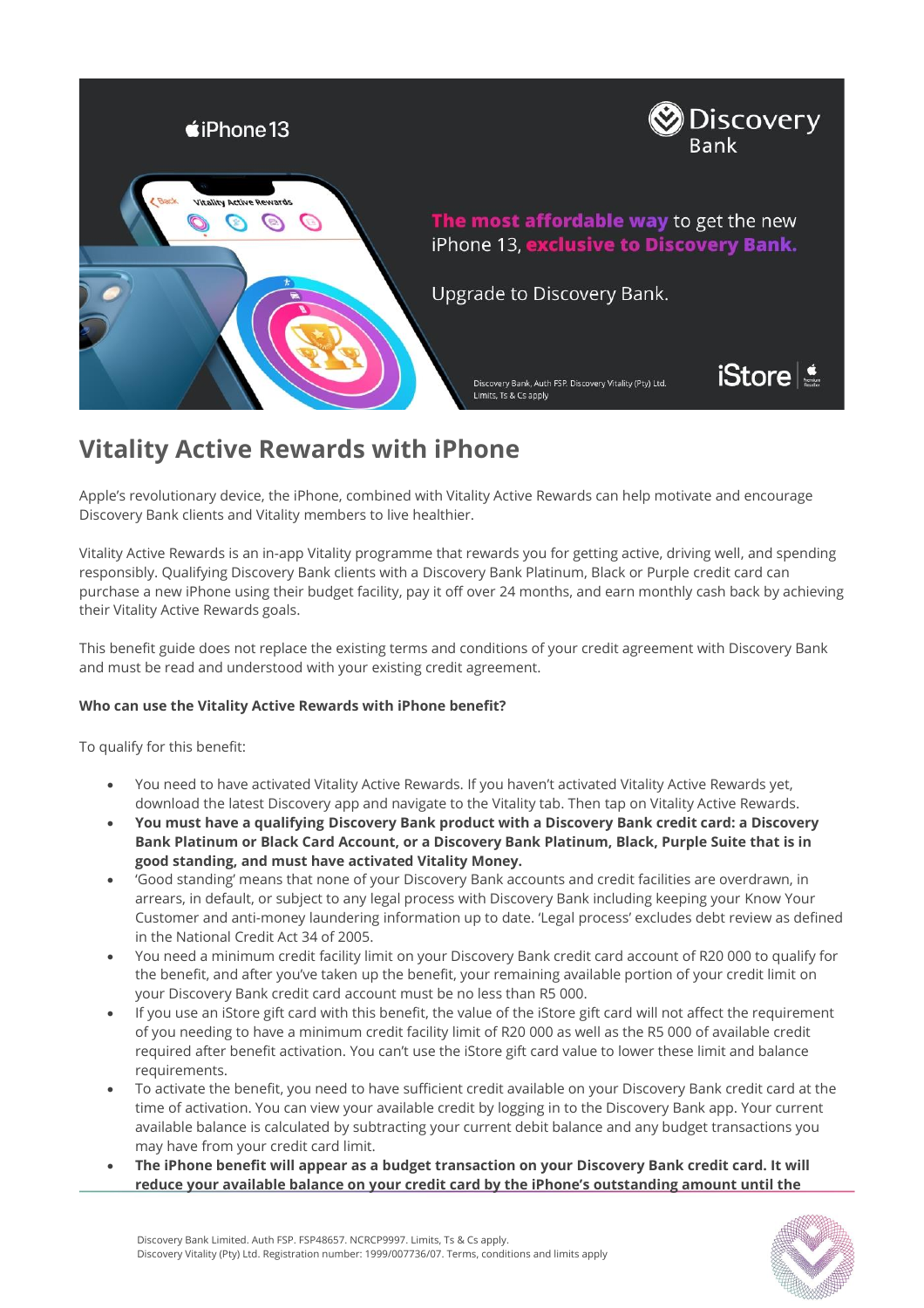# Vitality Active Rewards with iPhone

Apple's revolutionary device, the iPhone, combined with Vitality Active Rewards can help motivate and encourage Discovery Bank clients and Vitality members to live healthier.

Vitality Active Rewards is an in-app Vitality programme that rewards you for getting active, driving well, and spending responsibly. Qualifying Discovery Bank clients with a Discovery Bank Platinum, Black or Purple credit card can purchase a new iPhone using their budget facility, pay it off over 24 months, and earn monthly cash back by achieving their Vitality Active Rewards goals.

This benefit guide does not replace the existing terms and conditions of your credit agreement with Discovery Bank and must be read and understood with your existing credit agreement.

**Who can use the Vitality Active Rewards with iPhone benefit?**

To qualify for this benefit:

- You need to have activated Vitality Active Rewards. If you haven't activated Vitality Active Rewards yet, download the latest Discovery app and navigate to the Vitality tab. Then tap on Vitality Active Rewards.
- **You must have a qualifying Discovery Bank product with a Discovery Bank credit card: a Discovery Bank Platinum or Black Card Account, or a Discovery Bank Platinum, Black, Purple Suite that is in good standing, and must have activated Vitality Money.**
- 'Good standing' means that none of your Discovery Bank accounts and credit facilities are overdrawn, in arrears, in default, or subject to any legal process with Discovery Bank including keeping your Know Your Customer and anti-money laundering information up to date. 'Legal process' excludes debt review as defined in the National Credit Act 34 of 2005.
- You need a minimum credit facility limit on your Discovery Bank credit card account of R20 000 to qualify for the benefit, and after you've taken up the benefit, your remaining available portion of your credit limit on your Discovery Bank credit card account must be no less than R5 000.
- If you use an iStore gift card with this benefit, the value of the iStore gift card will not affect the requirement of you needing to have a minimum credit facility limit of R20 000 as well as the R5 000 of available credit required after benefit activation. You can't use the iStore gift card value to lower these limit and balance requirements.
- To activate the benefit, you need to have sufficient credit available on your Discovery Bank credit card at the time of activation. You can view your available credit by logging in to the Discovery Bank app. Your current available balance is calculated by subtracting your current debit balance and any budget transactions you may have from your credit card limit.
- **The iPhone benefit will appear as a budget transaction on your Discovery Bank credit card. It will reduce your available balance on your credit card by the iPhone's outstanding amount until the**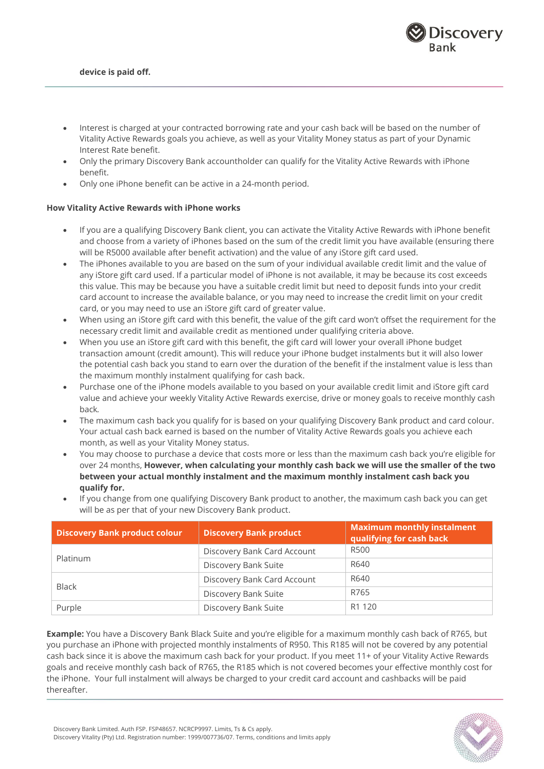device is paid off.

- Interest is charged at your contracted borrowing rate and your cash back will be based on the number of Vitality Active Rewards goals you achieve, as well as your Vitality Money status as part of your Dynamic Interest Rate benefit.
- Only the primary Discovery Bank accountholder can qualify for the Vitality Active Rewards with iPhone benefit.
- Only one iPhone benefit can be active in a 24-month period.

**How Vitality Active Rewards with iPhone works**

- If you are a qualifying Discovery Bank client, you can activate the Vitality Active Rewards with iPhone benefit and choose from a variety of iPhones based on the sum of the credit limit you have available (ensuring there will be R5000 available after benefit activation) and the value of any iStore gift card used.
- The iPhones available to you are based on the sum of your individual available credit limit and the value of any iStore gift card used. If a particular model of iPhone is not available, it may be because its cost exceeds this value. This may be because you have a suitable credit limit but need to deposit funds into your credit card account to increase the available balance, or you may need to increase the credit limit on your credit card, or you may need to use an iStore gift card of greater value.
- When using an iStore gift card with this benefit, the value of the gift card won't offset the requirement for the necessary credit limit and available credit as mentioned under qualifying criteria above.
- When you use an iStore gift card with this benefit, the gift card will lower your overall iPhone budget transaction amount (credit amount). This will reduce your iPhone budget instalments but it will also lower the potential cash back you stand to earn over the duration of the benefit if the instalment value is less than the maximum monthly instalment qualifying for cash back.
- Purchase one of the iPhone models available to you based on your available credit limit and iStore gift card value and achieve your weekly Vitality Active Rewards exercise, drive or money goals to receive monthly cash back.
- The maximum cash back you qualify for is based on your qualifying Discovery Bank product and card colour. Your actual cash back earned is based on the number of Vitality Active Rewards goals you achieve each month, as well as your Vitality Money status.
- You may choose to purchase a device that costs more or less than the maximum cash back you're eligible for over 24 months, **However, when calculating your monthly cash back we will use the smaller of the two between your actual monthly instalment and the maximum monthly instalment cash back you qualify for.**
- If you change from one qualifying Discovery Bank product to another, the maximum cash back you can get will be as per that of your new Discovery Bank product.

| Discovery Bank product colour | Discovery Bank product | Maximum monthly instalment qualifying for cash back |
|---|---|---|
| Platinum | Discovery Bank Card Account | R500 |
| | Discovery Bank Suite | R640 |
| Black | Discovery Bank Card Account | R640 |
| | Discovery Bank Suite | R765 |
| Purple | Discovery Bank Suite | R1 120 |

**Example:** You have a Discovery Bank Black Suite and you're eligible for a maximum monthly cash back of R765, but you purchase an iPhone with projected monthly instalments of R950. This R185 will not be covered by any potential cash back since it is above the maximum cash back for your product. If you meet 11+ of your Vitality Active Rewards goals and receive monthly cash back of R765, the R185 which is not covered becomes your effective monthly cost for the iPhone. Your full instalment will always be charged to your credit card account and cashbacks will be paid thereafter.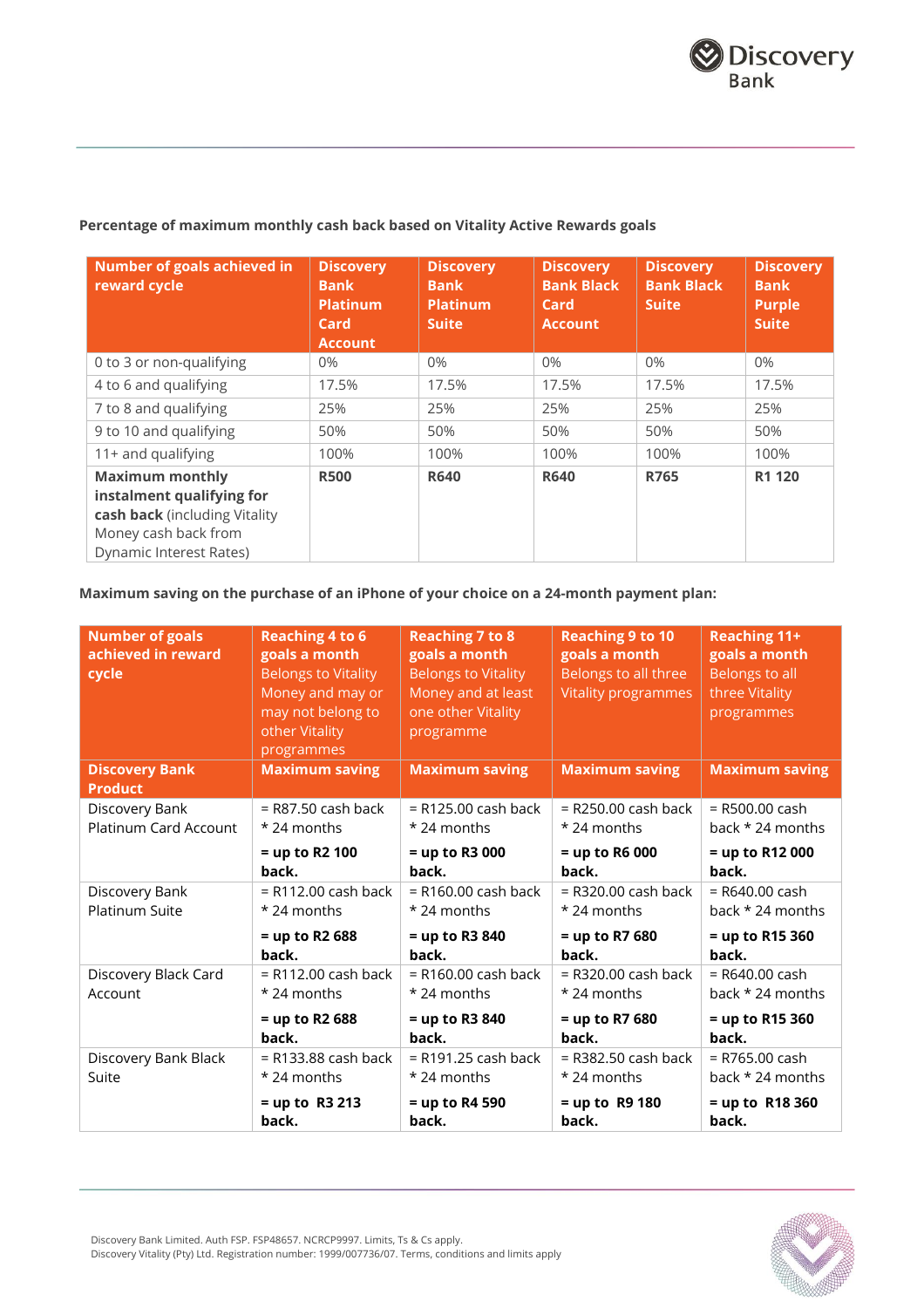**Percentage of maximum monthly cash back based on Vitality Active Rewards goals**

| Number of goals achieved in reward cycle | Discovery Bank Platinum Card Account | Discovery Bank Platinum Suite | Discovery Bank Black Card Account | Discovery Bank Black Suite | Discovery Bank Purple Suite |
|---|---|---|---|---|---|
| 0 to 3 or non-qualifying | 0% | 0% | 0% | 0% | 0% |
| 4 to 6 and qualifying | 17.5% | 17.5% | 17.5% | 17.5% | 17.5% |
| 7 to 8 and qualifying | 25% | 25% | 25% | 25% | 25% |
| 9 to 10 and qualifying | 50% | 50% | 50% | 50% | 50% |
| 11+ and qualifying | 100% | 100% | 100% | 100% | 100% |
| **Maximum monthly instalment qualifying for cash back** (including Vitality Money cash back from Dynamic Interest Rates) | **R500** | **R640** | **R640** | **R765** | **R1 120** |

**Maximum saving on the purchase of an iPhone of your choice on a 24-month payment plan:**

| Number of goals achieved in reward cycle | **Reaching 4 to 6 goals a month** Belongs to Vitality Money and may or may not belong to other Vitality programmes | **Reaching 7 to 8 goals a month** Belongs to Vitality Money and at least one other Vitality programme | **Reaching 9 to 10 goals a month** Belongs to all three Vitality programmes | **Reaching 11+ goals a month** Belongs to all three Vitality programmes |
|---|---|---|---|---|
| **Discovery Bank Product** | **Maximum saving** | **Maximum saving** | **Maximum saving** | **Maximum saving** |
| Discovery Bank Platinum Card Account | = R87.50 cash back * 24 months **= up to R2 100 back.** | = R125.00 cash back * 24 months **= up to R3 000 back.** | = R250.00 cash back * 24 months **= up to R6 000 back.** | = R500.00 cash back * 24 months **= up to R12 000 back.** |
| Discovery Bank Platinum Suite | = R112.00 cash back * 24 months **= up to R2 688 back.** | = R160.00 cash back * 24 months **= up to R3 840 back.** | = R320.00 cash back * 24 months **= up to R7 680 back.** | = R640.00 cash back * 24 months **= up to R15 360 back.** |
| Discovery Black Card Account | = R112.00 cash back * 24 months **= up to R2 688 back.** | = R160.00 cash back * 24 months **= up to R3 840 back.** | = R320.00 cash back * 24 months **= up to R7 680 back.** | = R640.00 cash back * 24 months **= up to R15 360 back.** |
| Discovery Bank Black Suite | = R133.88 cash back * 24 months **= up to R3 213 back.** | = R191.25 cash back * 24 months **= up to R4 590 back.** | = R382.50 cash back * 24 months **= up to R9 180 back.** | = R765.00 cash back * 24 months **= up to R18 360 back.** |

Discovery Bank Limited. Auth FSP. FSP48657. NCRCP9997. Limits, Ts & Cs apply.
Discovery Vitality (Pty) Ltd. Registration number: 1999/007736/07. Terms, conditions and limits apply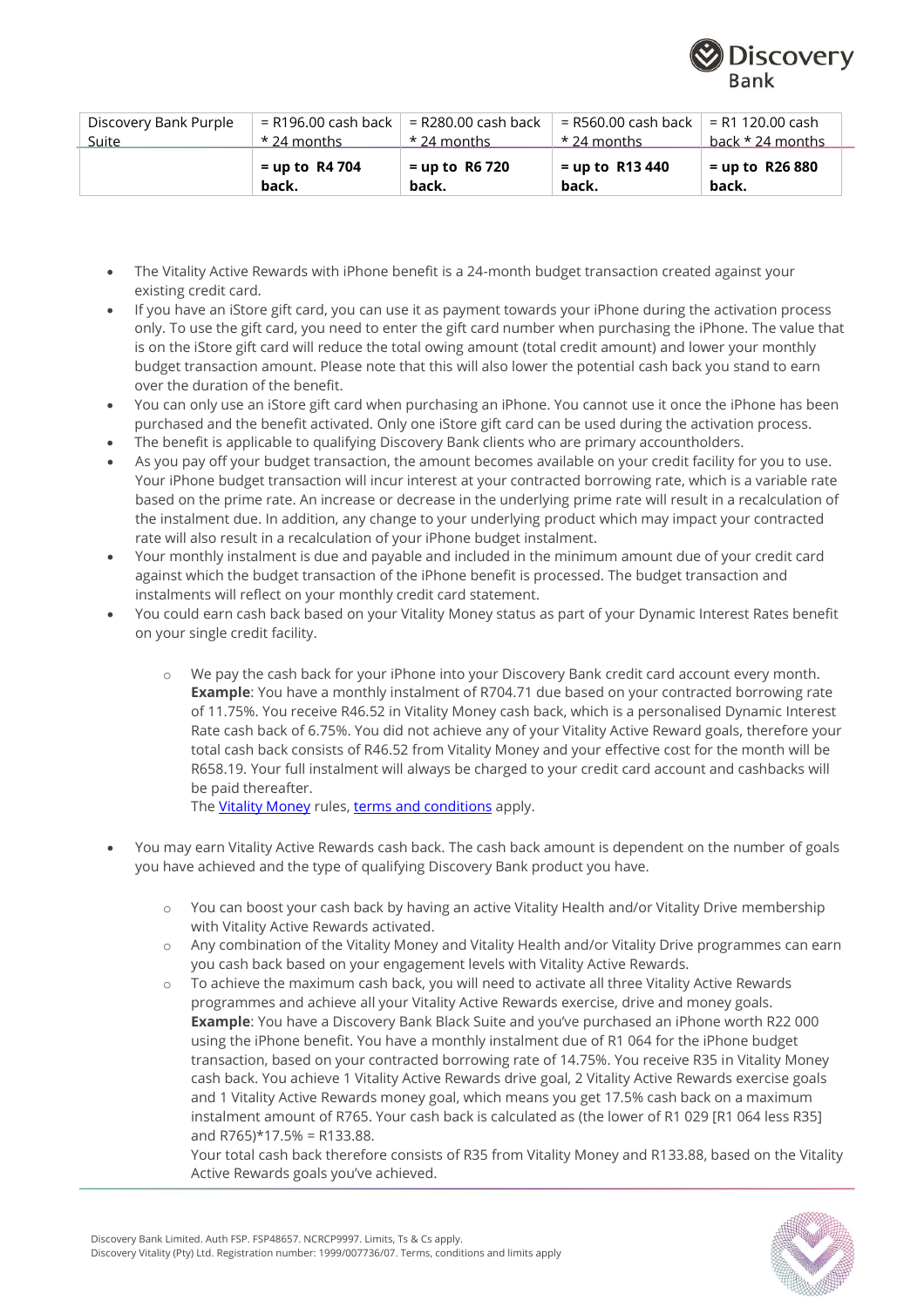| Discovery Bank Purple Suite | = R196.00 cash back * 24 months | = R280.00 cash back * 24 months | = R560.00 cash back * 24 months | = R1 120.00 cash back * 24 months |
|---|---|---|---|---|
| | **= up to R4 704 back.** | **= up to R6 720 back.** | **= up to R13 440 back.** | **= up to R26 880 back.** |

- The Vitality Active Rewards with iPhone benefit is a 24-month budget transaction created against your existing credit card.
- If you have an iStore gift card, you can use it as payment towards your iPhone during the activation process only. To use the gift card, you need to enter the gift card number when purchasing the iPhone. The value that is on the iStore gift card will reduce the total owing amount (total credit amount) and lower your monthly budget transaction amount. Please note that this will also lower the potential cash back you stand to earn over the duration of the benefit.
- You can only use an iStore gift card when purchasing an iPhone. You cannot use it once the iPhone has been purchased and the benefit activated. Only one iStore gift card can be used during the activation process.
- The benefit is applicable to qualifying Discovery Bank clients who are primary accountholders.
- As you pay off your budget transaction, the amount becomes available on your credit facility for you to use. Your iPhone budget transaction will incur interest at your contracted borrowing rate, which is a variable rate based on the prime rate. An increase or decrease in the underlying prime rate will result in a recalculation of the instalment due. In addition, any change to your underlying product which may impact your contracted rate will also result in a recalculation of your iPhone budget instalment.
- Your monthly instalment is due and payable and included in the minimum amount due of your credit card against which the budget transaction of the iPhone benefit is processed. The budget transaction and instalments will reflect on your monthly credit card statement.
- You could earn cash back based on your Vitality Money status as part of your Dynamic Interest Rates benefit on your single credit facility.
    - We pay the cash back for your iPhone into your Discovery Bank credit card account every month. **Example**: You have a monthly instalment of R704.71 due based on your contracted borrowing rate of 11.75%. You receive R46.52 in Vitality Money cash back, which is a personalised Dynamic Interest Rate cash back of 6.75%. You did not achieve any of your Vitality Active Reward goals, therefore your total cash back consists of R46.52 from Vitality Money and your effective cost for the month will be R658.19. Your full instalment will always be charged to your credit card account and cashbacks will be paid thereafter.
      The Vitality Money rules, terms and conditions apply.
- You may earn Vitality Active Rewards cash back. The cash back amount is dependent on the number of goals you have achieved and the type of qualifying Discovery Bank product you have.
    - You can boost your cash back by having an active Vitality Health and/or Vitality Drive membership with Vitality Active Rewards activated.
    - Any combination of the Vitality Money and Vitality Health and/or Vitality Drive programmes can earn you cash back based on your engagement levels with Vitality Active Rewards.
    - To achieve the maximum cash back, you will need to activate all three Vitality Active Rewards programmes and achieve all your Vitality Active Rewards exercise, drive and money goals.
      **Example**: You have a Discovery Bank Black Suite and you've purchased an iPhone worth R22 000 using the iPhone benefit. You have a monthly instalment due of R1 064 for the iPhone budget transaction, based on your contracted borrowing rate of 14.75%. You receive R35 in Vitality Money cash back. You achieve 1 Vitality Active Rewards drive goal, 2 Vitality Active Rewards exercise goals and 1 Vitality Active Rewards money goal, which means you get 17.5% cash back on a maximum instalment amount of R765. Your cash back is calculated as (the lower of R1 029 [R1 064 less R35] and R765)*17.5% = R133.88.
      Your total cash back therefore consists of R35 from Vitality Money and R133.88, based on the Vitality Active Rewards goals you've achieved.

Discovery Bank Limited. Auth FSP. FSP48657. NCRCP9997. Limits, Ts & Cs apply.
Discovery Vitality (Pty) Ltd. Registration number: 1999/007736/07. Terms, conditions and limits apply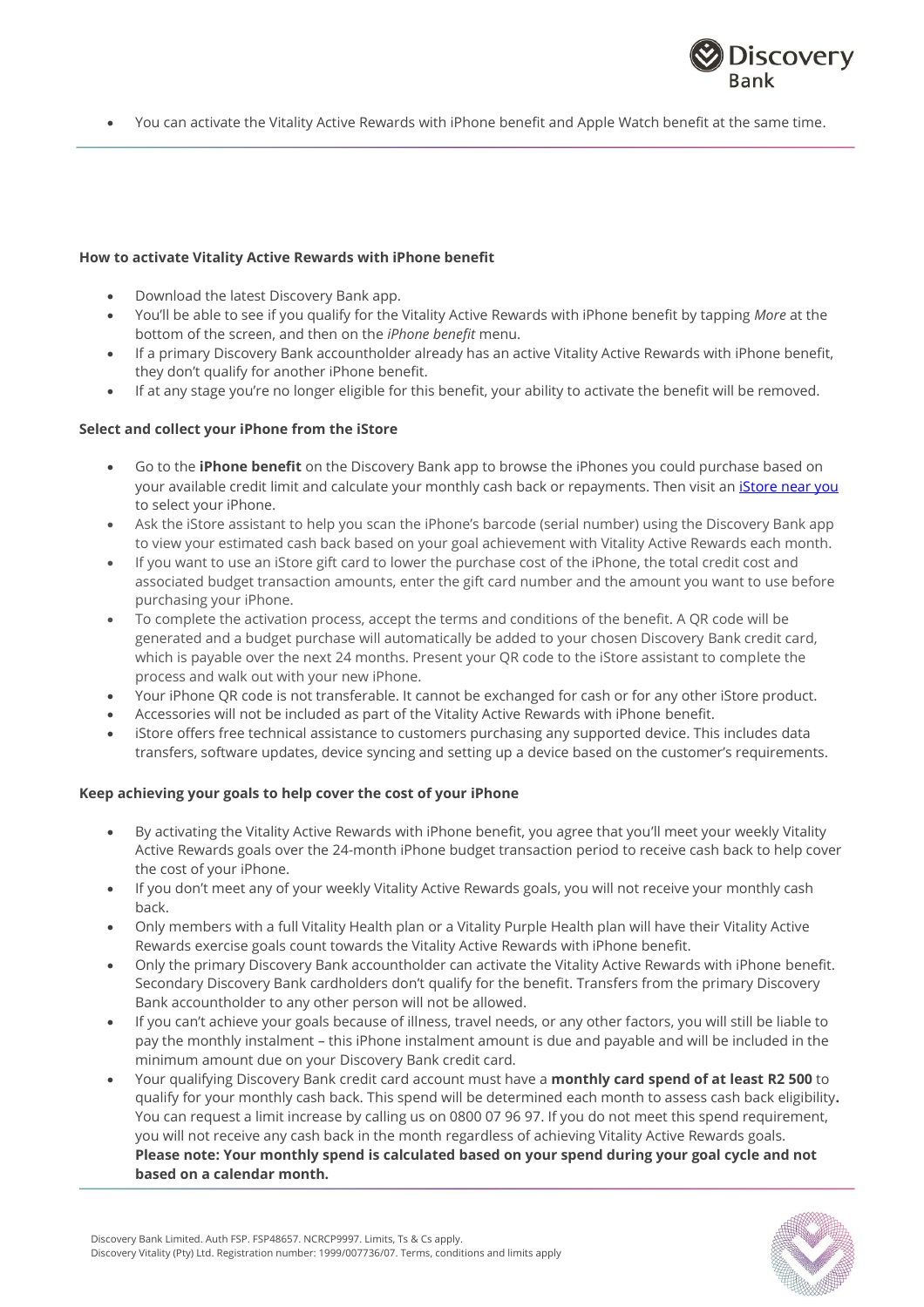- You can activate the Vitality Active Rewards with iPhone benefit and Apple Watch benefit at the same time.

**How to activate Vitality Active Rewards with iPhone benefit**

- Download the latest Discovery Bank app.
- You'll be able to see if you qualify for the Vitality Active Rewards with iPhone benefit by tapping *More* at the bottom of the screen, and then on the *iPhone benefit* menu.
- If a primary Discovery Bank accountholder already has an active Vitality Active Rewards with iPhone benefit, they don't qualify for another iPhone benefit.
- If at any stage you're no longer eligible for this benefit, your ability to activate the benefit will be removed.

**Select and collect your iPhone from the iStore**

- Go to the **iPhone benefit** on the Discovery Bank app to browse the iPhones you could purchase based on your available credit limit and calculate your monthly cash back or repayments. Then visit an iStore near you to select your iPhone.
- Ask the iStore assistant to help you scan the iPhone's barcode (serial number) using the Discovery Bank app to view your estimated cash back based on your goal achievement with Vitality Active Rewards each month.
- If you want to use an iStore gift card to lower the purchase cost of the iPhone, the total credit cost and associated budget transaction amounts, enter the gift card number and the amount you want to use before purchasing your iPhone.
- To complete the activation process, accept the terms and conditions of the benefit. A QR code will be generated and a budget purchase will automatically be added to your chosen Discovery Bank credit card, which is payable over the next 24 months. Present your QR code to the iStore assistant to complete the process and walk out with your new iPhone.
- Your iPhone QR code is not transferable. It cannot be exchanged for cash or for any other iStore product.
- Accessories will not be included as part of the Vitality Active Rewards with iPhone benefit.
- iStore offers free technical assistance to customers purchasing any supported device. This includes data transfers, software updates, device syncing and setting up a device based on the customer's requirements.

**Keep achieving your goals to help cover the cost of your iPhone**

- By activating the Vitality Active Rewards with iPhone benefit, you agree that you'll meet your weekly Vitality Active Rewards goals over the 24-month iPhone budget transaction period to receive cash back to help cover the cost of your iPhone.
- If you don't meet any of your weekly Vitality Active Rewards goals, you will not receive your monthly cash back.
- Only members with a full Vitality Health plan or a Vitality Purple Health plan will have their Vitality Active Rewards exercise goals count towards the Vitality Active Rewards with iPhone benefit.
- Only the primary Discovery Bank accountholder can activate the Vitality Active Rewards with iPhone benefit. Secondary Discovery Bank cardholders don't qualify for the benefit. Transfers from the primary Discovery Bank accountholder to any other person will not be allowed.
- If you can't achieve your goals because of illness, travel needs, or any other factors, you will still be liable to pay the monthly instalment – this iPhone instalment amount is due and payable and will be included in the minimum amount due on your Discovery Bank credit card.
- Your qualifying Discovery Bank credit card account must have a **monthly card spend of at least R2 500** to qualify for your monthly cash back. This spend will be determined each month to assess cash back eligibility**.** You can request a limit increase by calling us on 0800 07 96 97. If you do not meet this spend requirement, you will not receive any cash back in the month regardless of achieving Vitality Active Rewards goals. **Please note: Your monthly spend is calculated based on your spend during your goal cycle and not based on a calendar month.**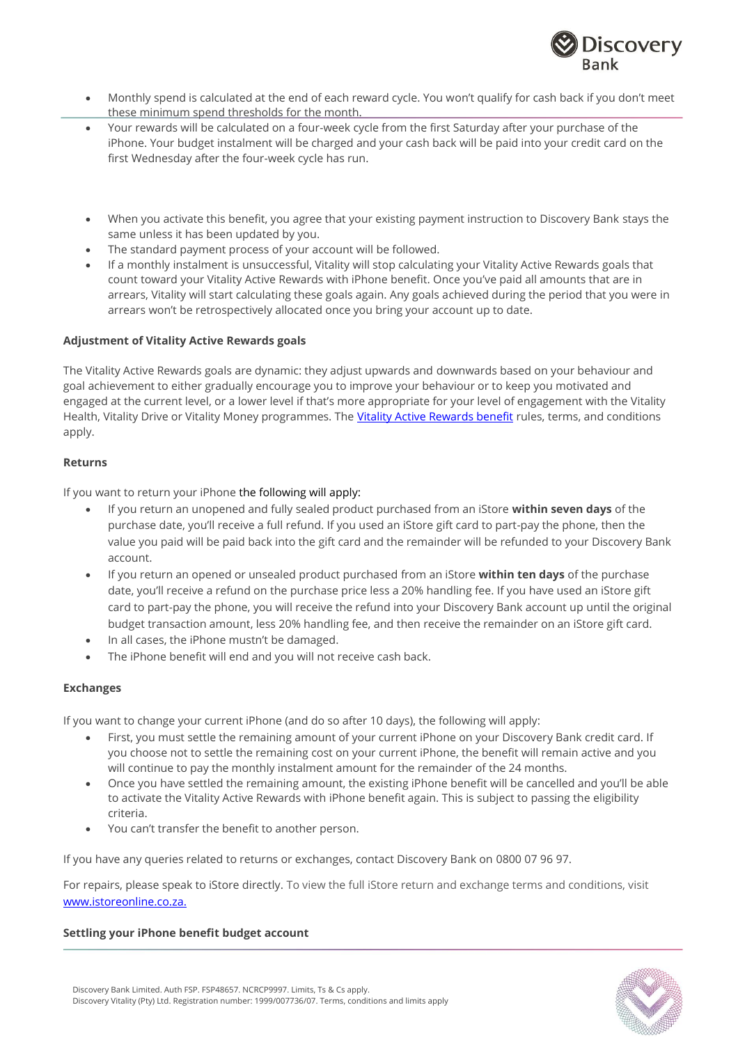- Monthly spend is calculated at the end of each reward cycle. You won't qualify for cash back if you don't meet these minimum spend thresholds for the month.
- Your rewards will be calculated on a four-week cycle from the first Saturday after your purchase of the iPhone. Your budget instalment will be charged and your cash back will be paid into your credit card on the first Wednesday after the four-week cycle has run.

- When you activate this benefit, you agree that your existing payment instruction to Discovery Bank stays the same unless it has been updated by you.
- The standard payment process of your account will be followed.
- If a monthly instalment is unsuccessful, Vitality will stop calculating your Vitality Active Rewards goals that count toward your Vitality Active Rewards with iPhone benefit. Once you've paid all amounts that are in arrears, Vitality will start calculating these goals again. Any goals achieved during the period that you were in arrears won't be retrospectively allocated once you bring your account up to date.

**Adjustment of Vitality Active Rewards goals**

The Vitality Active Rewards goals are dynamic: they adjust upwards and downwards based on your behaviour and goal achievement to either gradually encourage you to improve your behaviour or to keep you motivated and engaged at the current level, or a lower level if that's more appropriate for your level of engagement with the Vitality Health, Vitality Drive or Vitality Money programmes. The Vitality Active Rewards benefit rules, terms, and conditions apply.

**Returns**

If you want to return your iPhone the following will apply:

- If you return an unopened and fully sealed product purchased from an iStore **within seven days** of the purchase date, you'll receive a full refund. If you used an iStore gift card to part-pay the phone, then the value you paid will be paid back into the gift card and the remainder will be refunded to your Discovery Bank account.
- If you return an opened or unsealed product purchased from an iStore **within ten days** of the purchase date, you'll receive a refund on the purchase price less a 20% handling fee. If you have used an iStore gift card to part-pay the phone, you will receive the refund into your Discovery Bank account up until the original budget transaction amount, less 20% handling fee, and then receive the remainder on an iStore gift card.
- In all cases, the iPhone mustn't be damaged.
- The iPhone benefit will end and you will not receive cash back.

**Exchanges**

If you want to change your current iPhone (and do so after 10 days), the following will apply:

- First, you must settle the remaining amount of your current iPhone on your Discovery Bank credit card. If you choose not to settle the remaining cost on your current iPhone, the benefit will remain active and you will continue to pay the monthly instalment amount for the remainder of the 24 months.
- Once you have settled the remaining amount, the existing iPhone benefit will be cancelled and you'll be able to activate the Vitality Active Rewards with iPhone benefit again. This is subject to passing the eligibility criteria.
- You can't transfer the benefit to another person.

If you have any queries related to returns or exchanges, contact Discovery Bank on 0800 07 96 97.

For repairs, please speak to iStore directly. To view the full iStore return and exchange terms and conditions, visit www.istoreonline.co.za.

**Settling your iPhone benefit budget account**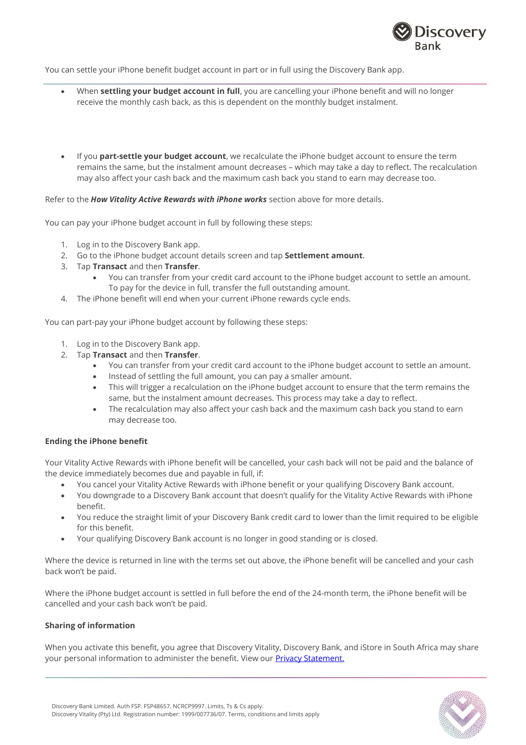You can settle your iPhone benefit budget account in part or in full using the Discovery Bank app.

- When **settling your budget account in full**, you are cancelling your iPhone benefit and will no longer receive the monthly cash back, as this is dependent on the monthly budget instalment.

- If you **part-settle your budget account**, we recalculate the iPhone budget account to ensure the term remains the same, but the instalment amount decreases – which may take a day to reflect. The recalculation may also affect your cash back and the maximum cash back you stand to earn may decrease too.

Refer to the ***How Vitality Active Rewards with iPhone works*** section above for more details.

You can pay your iPhone budget account in full by following these steps:

1. Log in to the Discovery Bank app.
2. Go to the iPhone budget account details screen and tap **Settlement amount**.
3. Tap **Transact** and then **Transfer**.
    - You can transfer from your credit card account to the iPhone budget account to settle an amount. To pay for the device in full, transfer the full outstanding amount.
4. The iPhone benefit will end when your current iPhone rewards cycle ends.

You can part-pay your iPhone budget account by following these steps:

1. Log in to the Discovery Bank app.
2. Tap **Transact** and then **Transfer**.
    - You can transfer from your credit card account to the iPhone budget account to settle an amount.
    - Instead of settling the full amount, you can pay a smaller amount.
    - This will trigger a recalculation on the iPhone budget account to ensure that the term remains the same, but the instalment amount decreases. This process may take a day to reflect.
    - The recalculation may also affect your cash back and the maximum cash back you stand to earn may decrease too.

**Ending the iPhone benefit**

Your Vitality Active Rewards with iPhone benefit will be cancelled, your cash back will not be paid and the balance of the device immediately becomes due and payable in full, if:

- You cancel your Vitality Active Rewards with iPhone benefit or your qualifying Discovery Bank account.
- You downgrade to a Discovery Bank account that doesn't qualify for the Vitality Active Rewards with iPhone benefit.
- You reduce the straight limit of your Discovery Bank credit card to lower than the limit required to be eligible for this benefit.
- Your qualifying Discovery Bank account is no longer in good standing or is closed.

Where the device is returned in line with the terms set out above, the iPhone benefit will be cancelled and your cash back won't be paid.

Where the iPhone budget account is settled in full before the end of the 24-month term, the iPhone benefit will be cancelled and your cash back won't be paid.

**Sharing of information**

When you activate this benefit, you agree that Discovery Vitality, Discovery Bank, and iStore in South Africa may share your personal information to administer the benefit. View our [Privacy Statement.]()

Discovery Bank Limited. Auth FSP. FSP48657. NCRCP9997. Limits, Ts & Cs apply.
Discovery Vitality (Pty) Ltd. Registration number: 1999/007736/07. Terms, conditions and limits apply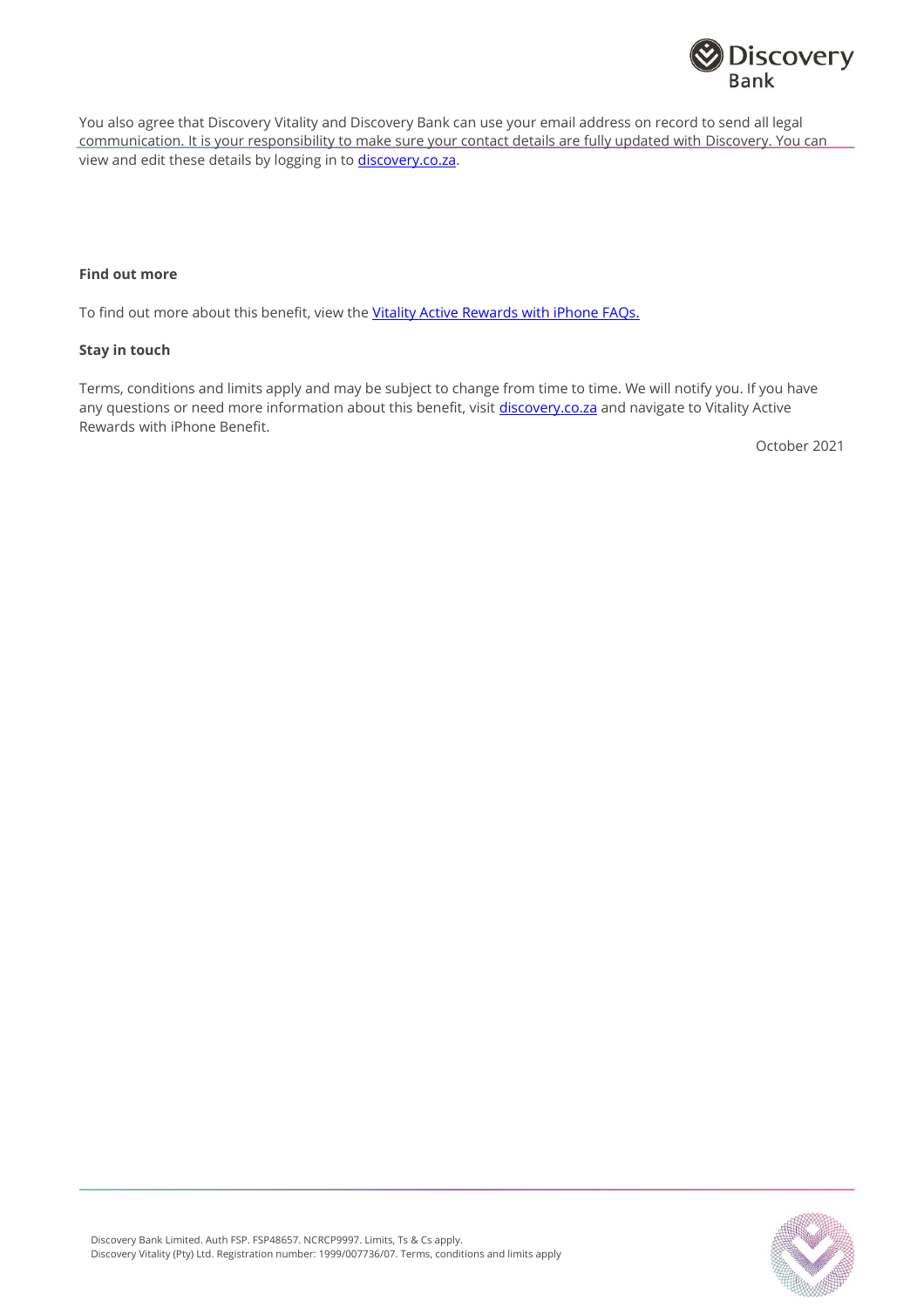You also agree that Discovery Vitality and Discovery Bank can use your email address on record to send all legal communication. It is your responsibility to make sure your contact details are fully updated with Discovery. You can view and edit these details by logging in to [discovery.co.za](discovery.co.za).

**Find out more**

To find out more about this benefit, view the [Vitality Active Rewards with iPhone FAQs.]()

**Stay in touch**

Terms, conditions and limits apply and may be subject to change from time to time. We will notify you. If you have any questions or need more information about this benefit, visit [discovery.co.za](discovery.co.za) and navigate to Vitality Active Rewards with iPhone Benefit.

October 2021

Discovery Bank Limited. Auth FSP. FSP48657. NCRCP9997. Limits, Ts & Cs apply.
Discovery Vitality (Pty) Ltd. Registration number: 1999/007736/07. Terms, conditions and limits apply